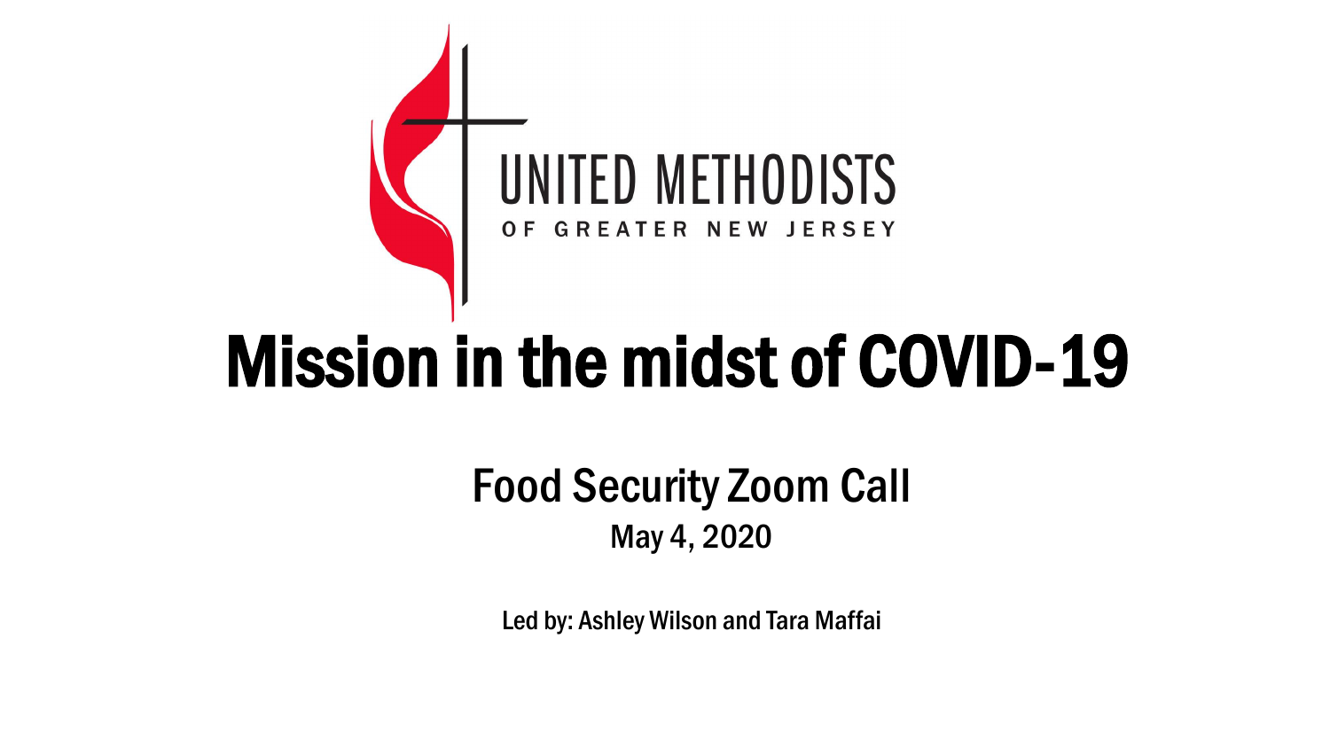UNITED METHODISTS

OF GREATER NEW JERSEY

# Mission in the midst of COVID-19

## Food Security Zoom Call

May 4, 2020

Led by: Ashley Wilson and Tara Maffai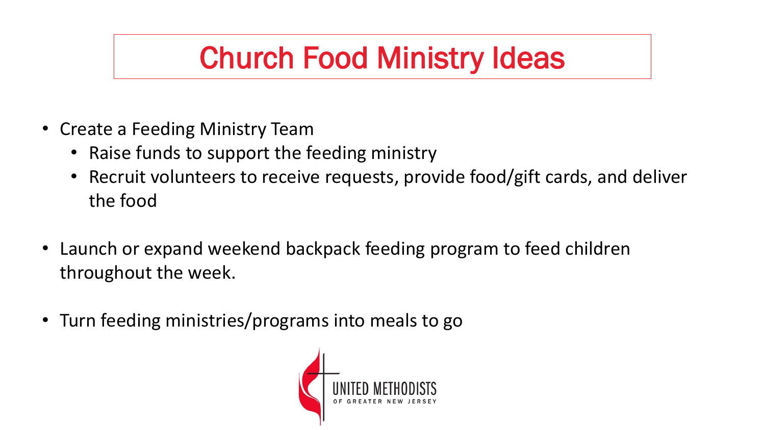# Church Food Ministry Ideas

- Create a Feeding Ministry Team
  - Raise funds to support the feeding ministry
  - Recruit volunteers to receive requests, provide food/gift cards, and deliver the food
- Launch or expand weekend backpack feeding program to feed children throughout the week.
- Turn feeding ministries/programs into meals to go

UNITED METHODISTS OF GREATER NEW JERSEY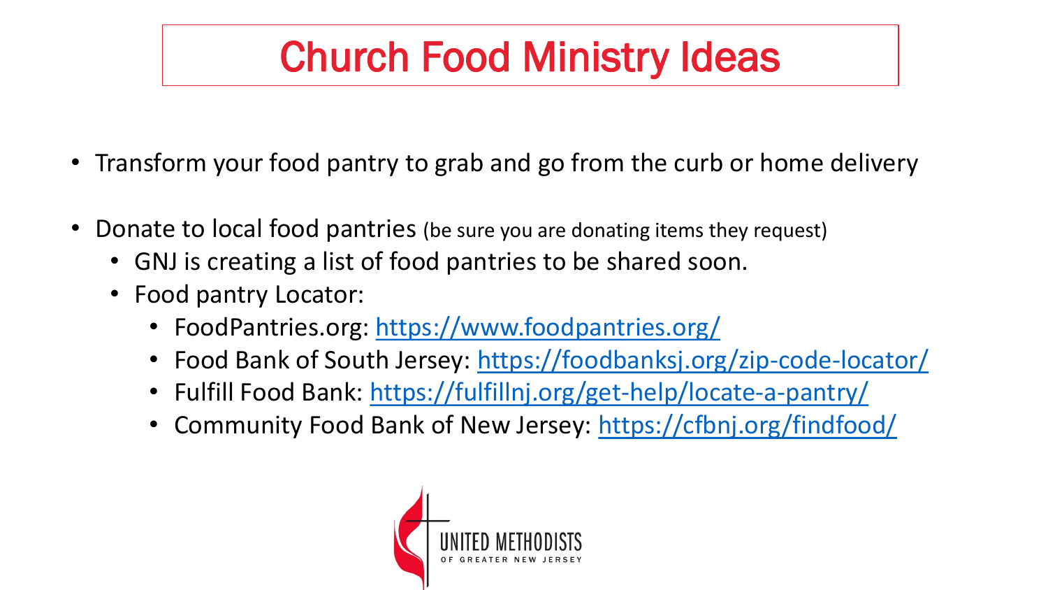# Church Food Ministry Ideas

- Transform your food pantry to grab and go from the curb or home delivery
- Donate to local food pantries (be sure you are donating items they request)
  - GNJ is creating a list of food pantries to be shared soon.
  - Food pantry Locator:
    - FoodPantries.org: https://www.foodpantries.org/
    - Food Bank of South Jersey: https://foodbanksj.org/zip-code-locator/
    - Fulfill Food Bank: https://fulfillnj.org/get-help/locate-a-pantry/
    - Community Food Bank of New Jersey: https://cfbnj.org/findfood/

UNITED METHODISTS OF GREATER NEW JERSEY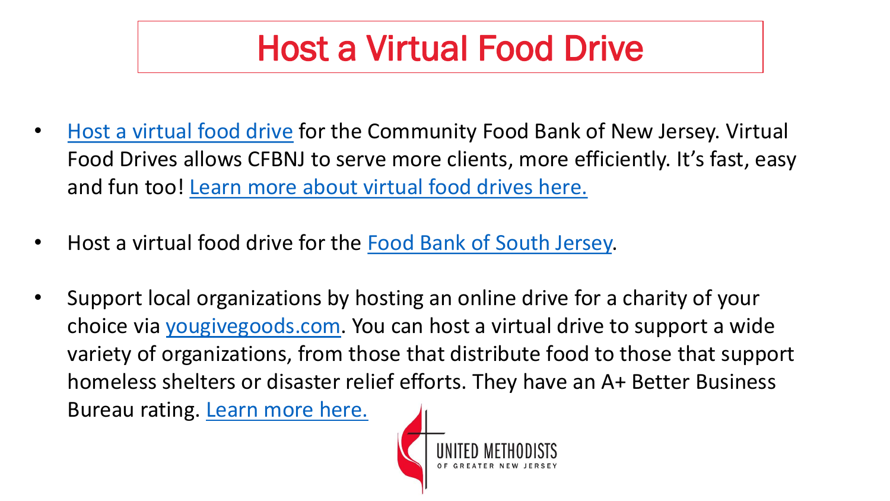# Host a Virtual Food Drive

- Host a virtual food drive for the Community Food Bank of New Jersey. Virtual Food Drives allows CFBNJ to serve more clients, more efficiently. It's fast, easy and fun too! Learn more about virtual food drives here.
- Host a virtual food drive for the Food Bank of South Jersey.
- Support local organizations by hosting an online drive for a charity of your choice via yougivegoods.com. You can host a virtual drive to support a wide variety of organizations, from those that distribute food to those that support homeless shelters or disaster relief efforts. They have an A+ Better Business Bureau rating. Learn more here.

UNITED METHODISTS OF GREATER NEW JERSEY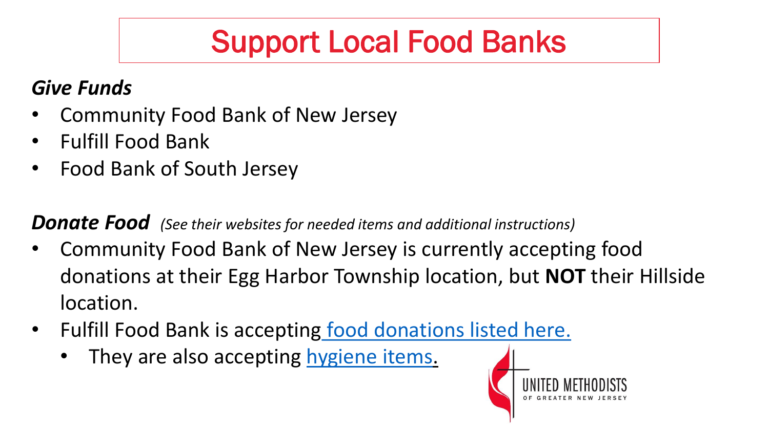# Support Local Food Banks

***Give Funds***

- Community Food Bank of New Jersey
- Fulfill Food Bank
- Food Bank of South Jersey

***Donate Food*** *(See their websites for needed items and additional instructions)*

- Community Food Bank of New Jersey is currently accepting food donations at their Egg Harbor Township location, but **NOT** their Hillside location.
- Fulfill Food Bank is accepting food donations listed here.
  - They are also accepting hygiene items.

UNITED METHODISTS OF GREATER NEW JERSEY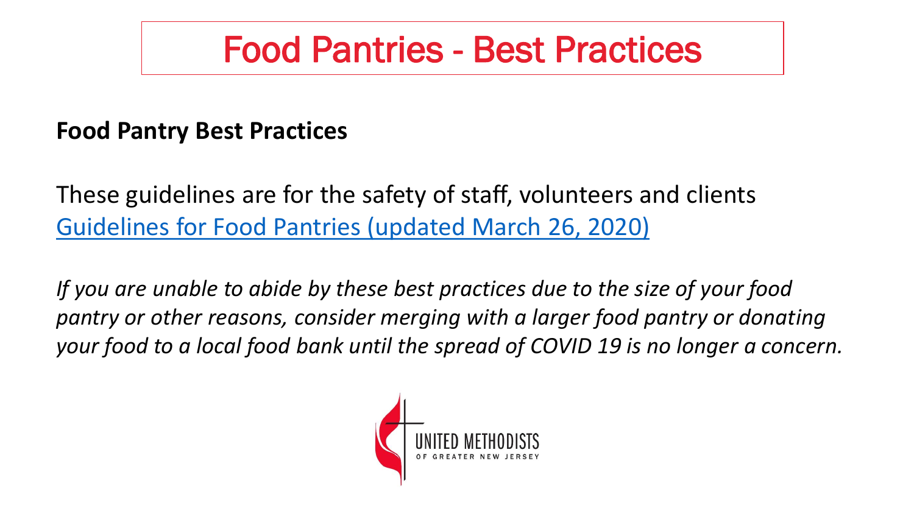# Food Pantries - Best Practices

**Food Pantry Best Practices**

These guidelines are for the safety of staff, volunteers and clients
Guidelines for Food Pantries (updated March 26, 2020)

*If you are unable to abide by these best practices due to the size of your food pantry or other reasons, consider merging with a larger food pantry or donating your food to a local food bank until the spread of COVID 19 is no longer a concern.*

UNITED METHODISTS OF GREATER NEW JERSEY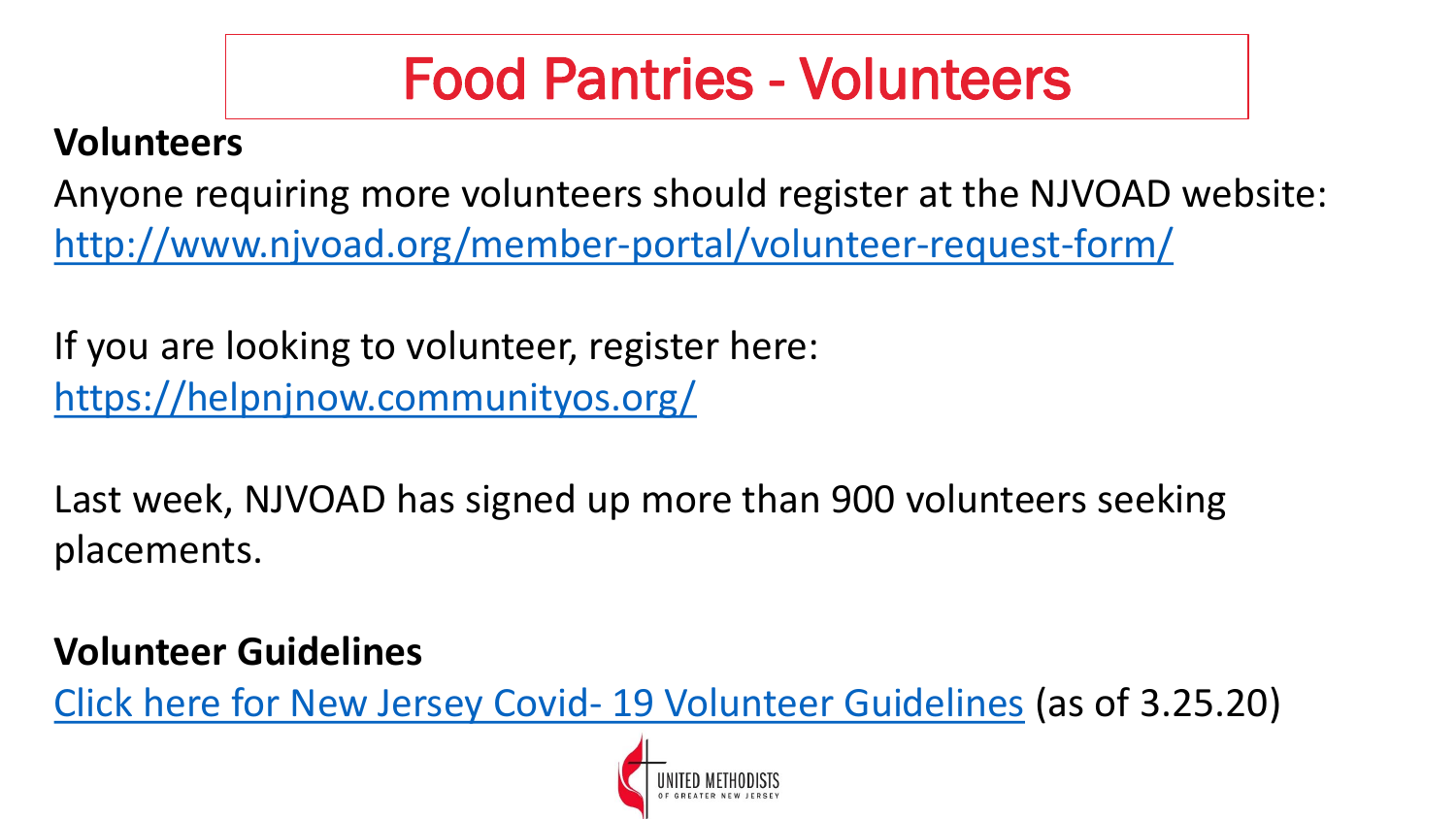# Food Pantries - Volunteers

**Volunteers**

Anyone requiring more volunteers should register at the NJVOAD website: http://www.njvoad.org/member-portal/volunteer-request-form/

If you are looking to volunteer, register here: https://helpnjnow.communityos.org/

Last week, NJVOAD has signed up more than 900 volunteers seeking placements.

**Volunteer Guidelines**

Click here for New Jersey Covid- 19 Volunteer Guidelines (as of 3.25.20)

UNITED METHODISTS OF GREATER NEW JERSEY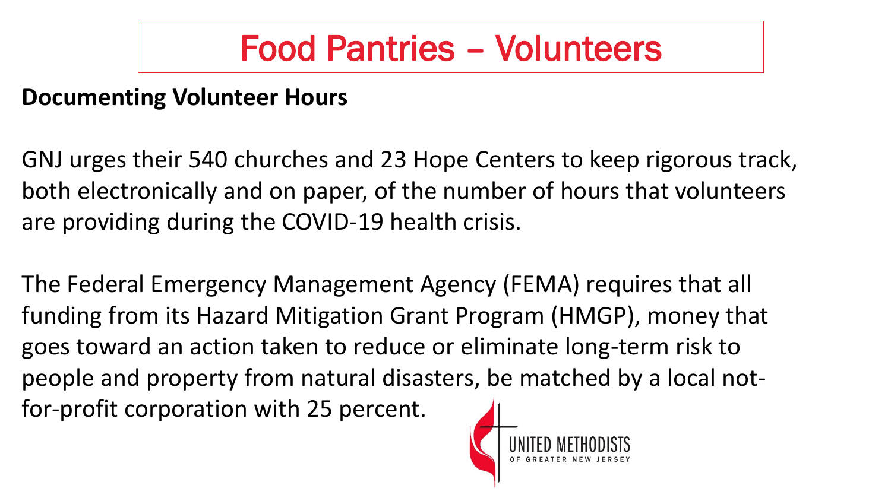# Food Pantries – Volunteers

**Documenting Volunteer Hours**

GNJ urges their 540 churches and 23 Hope Centers to keep rigorous track, both electronically and on paper, of the number of hours that volunteers are providing during the COVID-19 health crisis.

The Federal Emergency Management Agency (FEMA) requires that all funding from its Hazard Mitigation Grant Program (HMGP), money that goes toward an action taken to reduce or eliminate long-term risk to people and property from natural disasters, be matched by a local not-for-profit corporation with 25 percent.

UNITED METHODISTS OF GREATER NEW JERSEY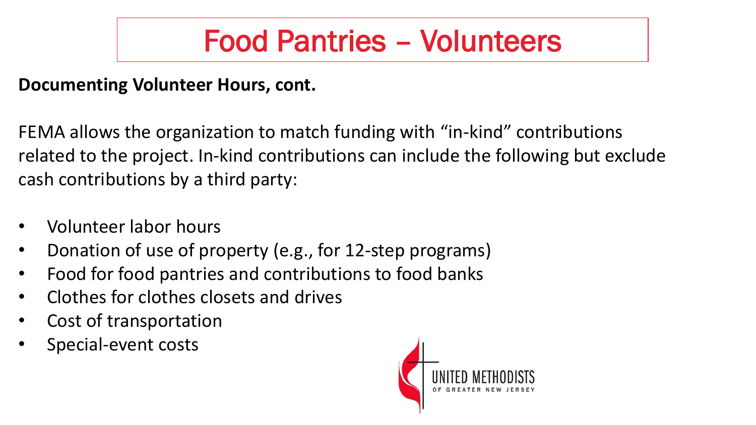# Food Pantries – Volunteers

**Documenting Volunteer Hours, cont.**

FEMA allows the organization to match funding with "in-kind" contributions related to the project. In-kind contributions can include the following but exclude cash contributions by a third party:

- Volunteer labor hours
- Donation of use of property (e.g., for 12-step programs)
- Food for food pantries and contributions to food banks
- Clothes for clothes closets and drives
- Cost of transportation
- Special-event costs

UNITED METHODISTS OF GREATER NEW JERSEY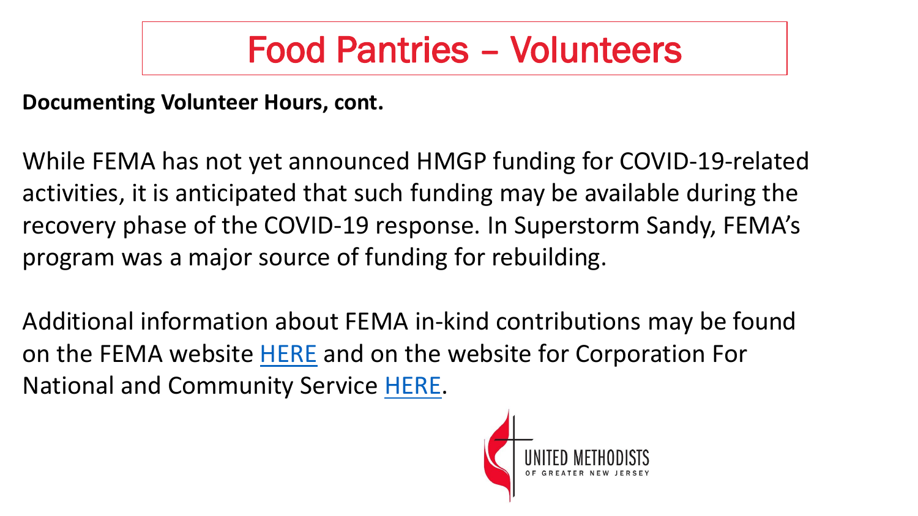# Food Pantries – Volunteers

**Documenting Volunteer Hours, cont.**

While FEMA has not yet announced HMGP funding for COVID-19-related activities, it is anticipated that such funding may be available during the recovery phase of the COVID-19 response. In Superstorm Sandy, FEMA's program was a major source of funding for rebuilding.

Additional information about FEMA in-kind contributions may be found on the FEMA website HERE and on the website for Corporation For National and Community Service HERE.

UNITED METHODISTS OF GREATER NEW JERSEY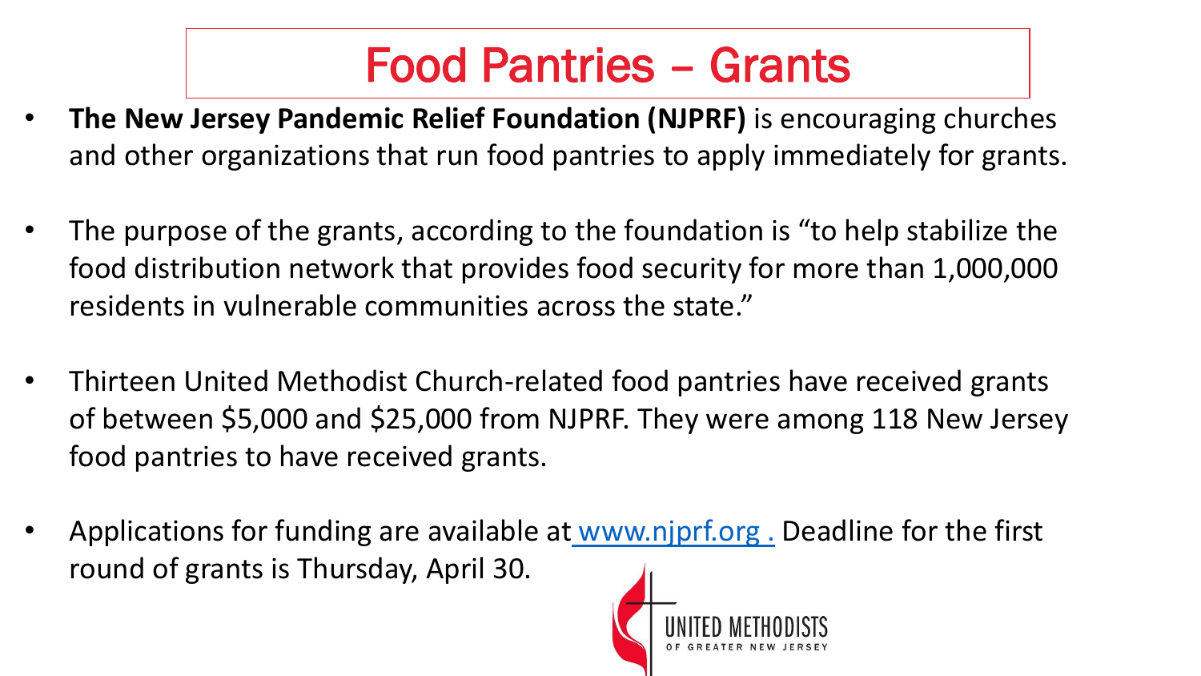# Food Pantries – Grants

- **The New Jersey Pandemic Relief Foundation (NJPRF)** is encouraging churches and other organizations that run food pantries to apply immediately for grants.
- The purpose of the grants, according to the foundation is "to help stabilize the food distribution network that provides food security for more than 1,000,000 residents in vulnerable communities across the state."
- Thirteen United Methodist Church-related food pantries have received grants of between $5,000 and $25,000 from NJPRF. They were among 118 New Jersey food pantries to have received grants.
- Applications for funding are available at [www.njprf.org](http://www.njprf.org) . Deadline for the first round of grants is Thursday, April 30.

UNITED METHODISTS OF GREATER NEW JERSEY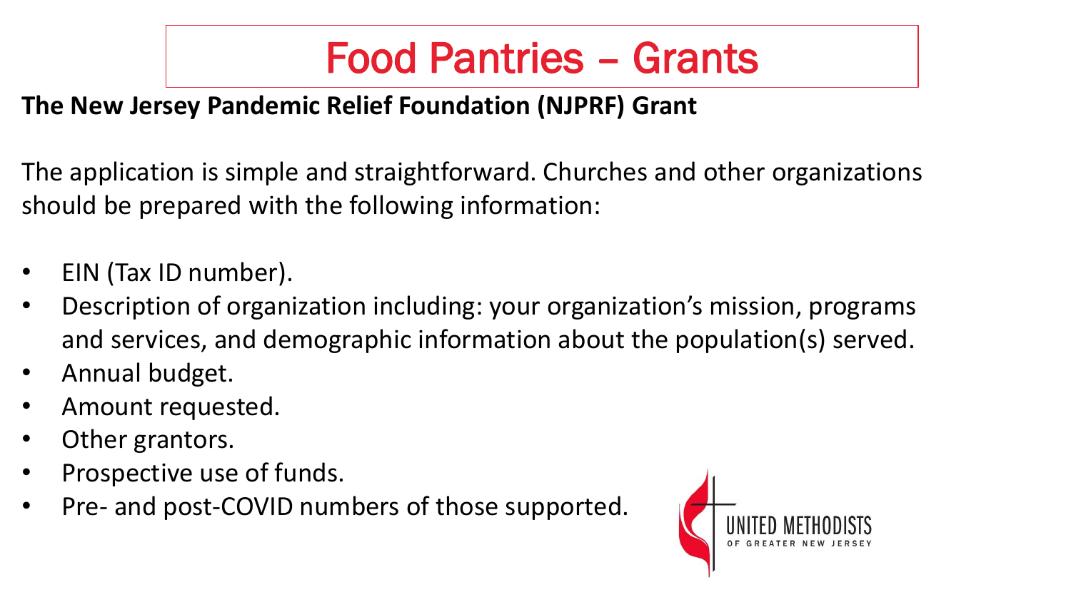# Food Pantries – Grants

**The New Jersey Pandemic Relief Foundation (NJPRF) Grant**

The application is simple and straightforward. Churches and other organizations should be prepared with the following information:

- EIN (Tax ID number).
- Description of organization including: your organization's mission, programs and services, and demographic information about the population(s) served.
- Annual budget.
- Amount requested.
- Other grantors.
- Prospective use of funds.
- Pre- and post-COVID numbers of those supported.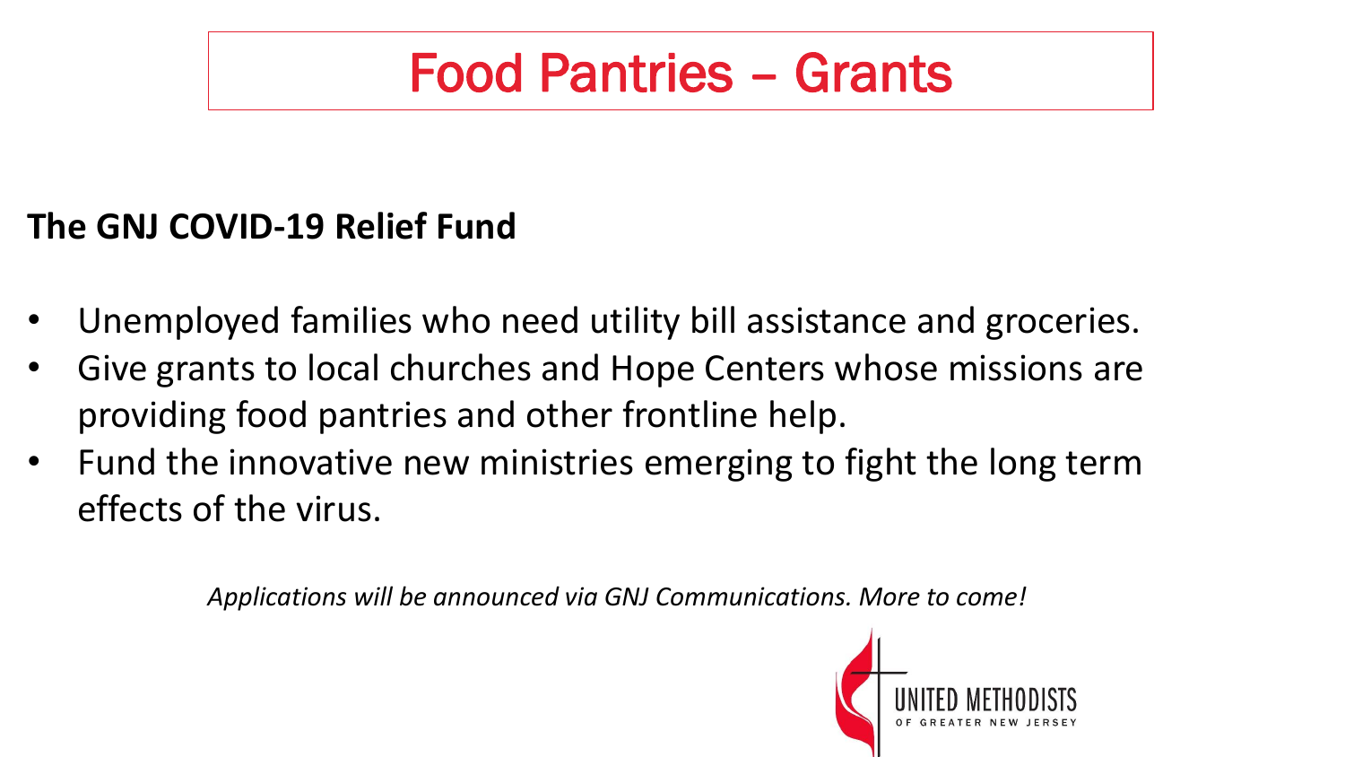# Food Pantries – Grants

**The GNJ COVID-19 Relief Fund**

- Unemployed families who need utility bill assistance and groceries.
- Give grants to local churches and Hope Centers whose missions are providing food pantries and other frontline help.
- Fund the innovative new ministries emerging to fight the long term effects of the virus.

*Applications will be announced via GNJ Communications. More to come!*

UNITED METHODISTS OF GREATER NEW JERSEY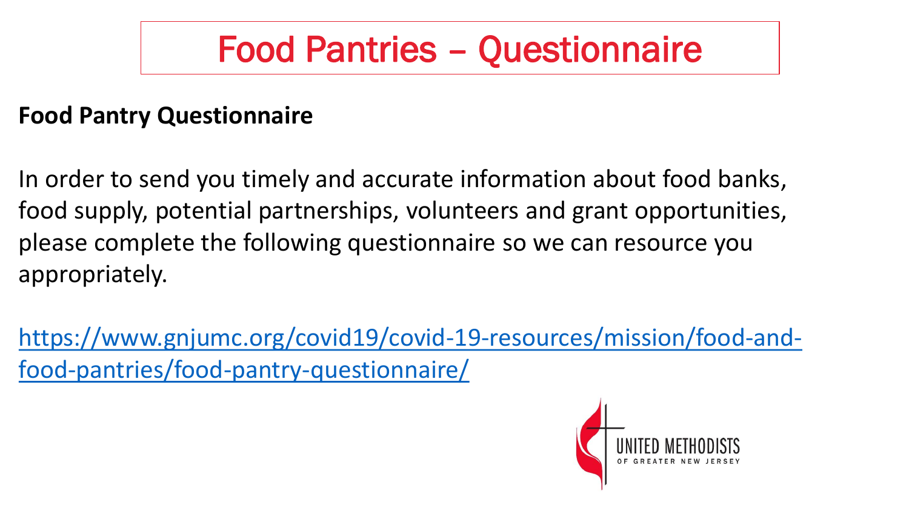# Food Pantries – Questionnaire

**Food Pantry Questionnaire**

In order to send you timely and accurate information about food banks, food supply, potential partnerships, volunteers and grant opportunities, please complete the following questionnaire so we can resource you appropriately.

https://www.gnjumc.org/covid19/covid-19-resources/mission/food-and-food-pantries/food-pantry-questionnaire/

UNITED METHODISTS OF GREATER NEW JERSEY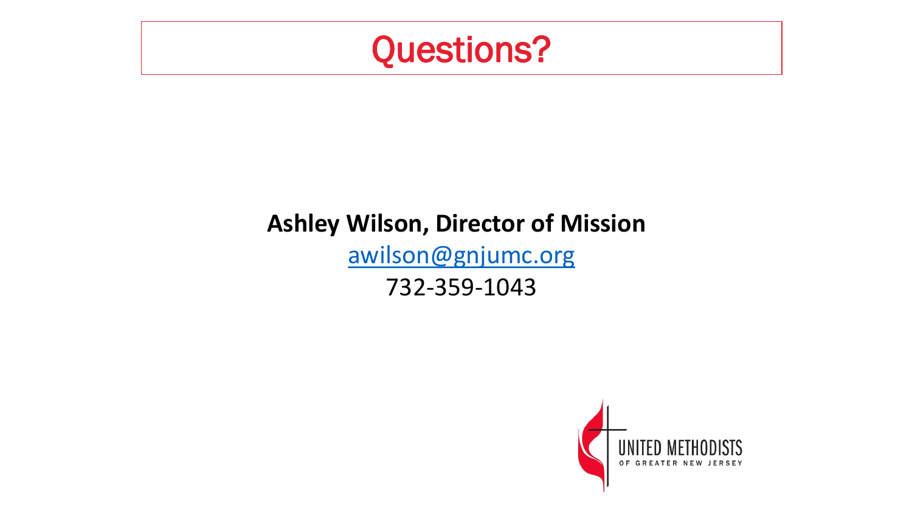# Questions?

**Ashley Wilson, Director of Mission**

awilson@gnjumc.org

732-359-1043

UNITED METHODISTS OF GREATER NEW JERSEY